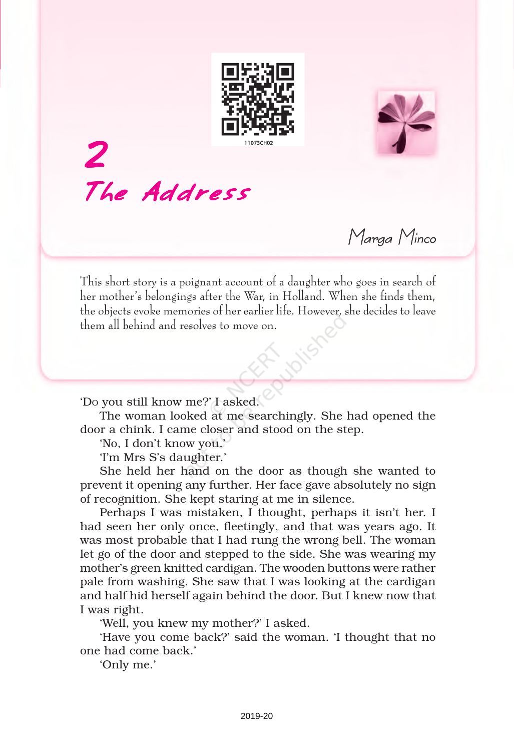# 2
# The Address

*Marga Minco*

This short story is a poignant account of a daughter who goes in search of her mother's belongings after the War, in Holland. When she finds them, the objects evoke memories of her earlier life. However, she decides to leave them all behind and resolves to move on.

'Do you still know me?' I asked.

The woman looked at me searchingly. She had opened the door a chink. I came closer and stood on the step.

'No, I don't know you.'

'I'm Mrs S's daughter.'

She held her hand on the door as though she wanted to prevent it opening any further. Her face gave absolutely no sign of recognition. She kept staring at me in silence.

Perhaps I was mistaken, I thought, perhaps it isn't her. I had seen her only once, fleetingly, and that was years ago. It was most probable that I had rung the wrong bell. The woman let go of the door and stepped to the side. She was wearing my mother's green knitted cardigan. The wooden buttons were rather pale from washing. She saw that I was looking at the cardigan and half hid herself again behind the door. But I knew now that I was right.

'Well, you knew my mother?' I asked.

'Have you come back?' said the woman. 'I thought that no one had come back.'

'Only me.'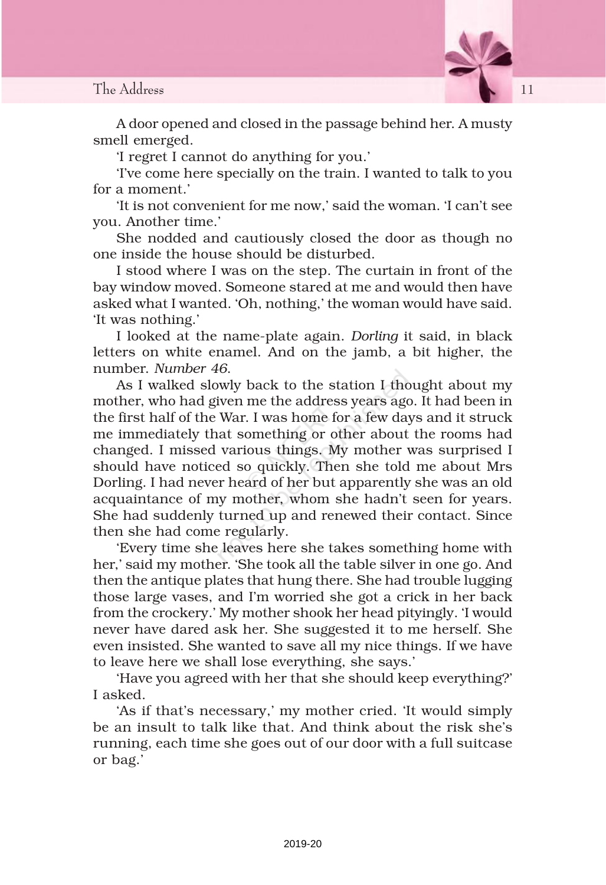A door opened and closed in the passage behind her. A musty smell emerged.

'I regret I cannot do anything for you.'

'I've come here specially on the train. I wanted to talk to you for a moment.'

'It is not convenient for me now,' said the woman. 'I can't see you. Another time.'

She nodded and cautiously closed the door as though no one inside the house should be disturbed.

I stood where I was on the step. The curtain in front of the bay window moved. Someone stared at me and would then have asked what I wanted. 'Oh, nothing,' the woman would have said. 'It was nothing.'

I looked at the name-plate again. *Dorling* it said, in black letters on white enamel. And on the jamb, a bit higher, the number. *Number 46.*

As I walked slowly back to the station I thought about my mother, who had given me the address years ago. It had been in the first half of the War. I was home for a few days and it struck me immediately that something or other about the rooms had changed. I missed various things. My mother was surprised I should have noticed so quickly. Then she told me about Mrs Dorling. I had never heard of her but apparently she was an old acquaintance of my mother, whom she hadn't seen for years. She had suddenly turned up and renewed their contact. Since then she had come regularly.

'Every time she leaves here she takes something home with her,' said my mother. 'She took all the table silver in one go. And then the antique plates that hung there. She had trouble lugging those large vases, and I'm worried she got a crick in her back from the crockery.' My mother shook her head pityingly. 'I would never have dared ask her. She suggested it to me herself. She even insisted. She wanted to save all my nice things. If we have to leave here we shall lose everything, she says.'

'Have you agreed with her that she should keep everything?' I asked.

'As if that's necessary,' my mother cried. 'It would simply be an insult to talk like that. And think about the risk she's running, each time she goes out of our door with a full suitcase or bag.'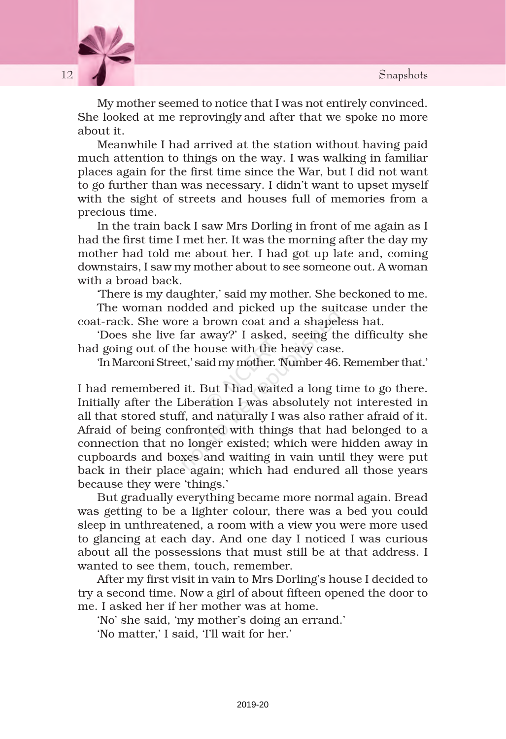My mother seemed to notice that I was not entirely convinced. She looked at me reprovingly and after that we spoke no more about it.

Meanwhile I had arrived at the station without having paid much attention to things on the way. I was walking in familiar places again for the first time since the War, but I did not want to go further than was necessary. I didn't want to upset myself with the sight of streets and houses full of memories from a precious time.

In the train back I saw Mrs Dorling in front of me again as I had the first time I met her. It was the morning after the day my mother had told me about her. I had got up late and, coming downstairs, I saw my mother about to see someone out. A woman with a broad back.

'There is my daughter,' said my mother. She beckoned to me.

The woman nodded and picked up the suitcase under the coat-rack. She wore a brown coat and a shapeless hat.

'Does she live far away?' I asked, seeing the difficulty she had going out of the house with the heavy case.

'In Marconi Street,' said my mother. 'Number 46. Remember that.'

I had remembered it. But I had waited a long time to go there. Initially after the Liberation I was absolutely not interested in all that stored stuff, and naturally I was also rather afraid of it. Afraid of being confronted with things that had belonged to a connection that no longer existed; which were hidden away in cupboards and boxes and waiting in vain until they were put back in their place again; which had endured all those years because they were 'things.'

But gradually everything became more normal again. Bread was getting to be a lighter colour, there was a bed you could sleep in unthreatened, a room with a view you were more used to glancing at each day. And one day I noticed I was curious about all the possessions that must still be at that address. I wanted to see them, touch, remember.

After my first visit in vain to Mrs Dorling's house I decided to try a second time. Now a girl of about fifteen opened the door to me. I asked her if her mother was at home.

'No' she said, 'my mother's doing an errand.'

'No matter,' I said, 'I'll wait for her.'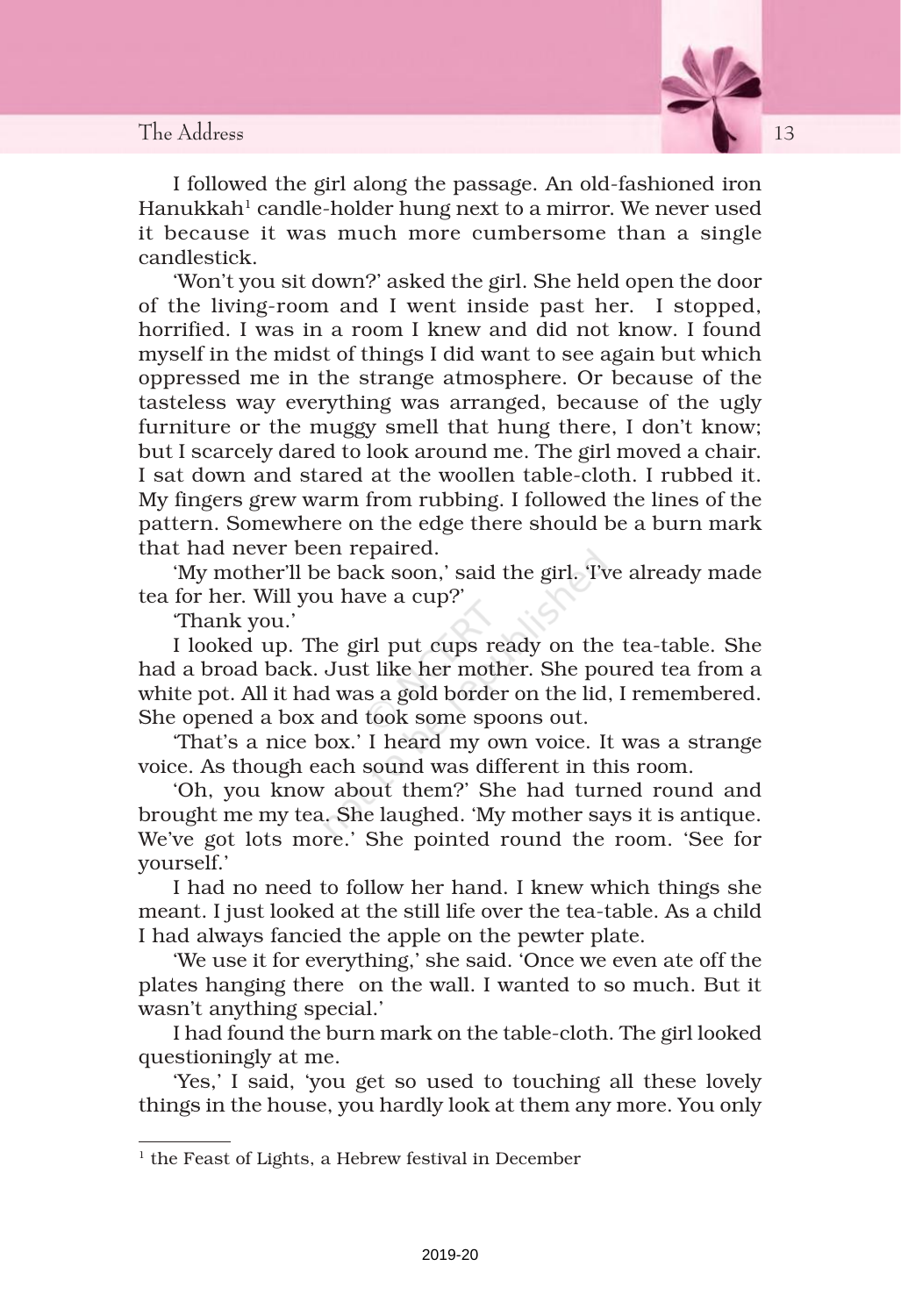I followed the girl along the passage. An old-fashioned iron Hanukkah[1] candle-holder hung next to a mirror. We never used it because it was much more cumbersome than a single candlestick.

'Won't you sit down?' asked the girl. She held open the door of the living-room and I went inside past her. I stopped, horrified. I was in a room I knew and did not know. I found myself in the midst of things I did want to see again but which oppressed me in the strange atmosphere. Or because of the tasteless way everything was arranged, because of the ugly furniture or the muggy smell that hung there, I don't know; but I scarcely dared to look around me. The girl moved a chair. I sat down and stared at the woollen table-cloth. I rubbed it. My fingers grew warm from rubbing. I followed the lines of the pattern. Somewhere on the edge there should be a burn mark that had never been repaired.

'My mother'll be back soon,' said the girl. 'I've already made tea for her. Will you have a cup?'

'Thank you.'

I looked up. The girl put cups ready on the tea-table. She had a broad back. Just like her mother. She poured tea from a white pot. All it had was a gold border on the lid, I remembered. She opened a box and took some spoons out.

'That's a nice box.' I heard my own voice. It was a strange voice. As though each sound was different in this room.

'Oh, you know about them?' She had turned round and brought me my tea. She laughed. 'My mother says it is antique. We've got lots more.' She pointed round the room. 'See for yourself.'

I had no need to follow her hand. I knew which things she meant. I just looked at the still life over the tea-table. As a child I had always fancied the apple on the pewter plate.

'We use it for everything,' she said. 'Once we even ate off the plates hanging there on the wall. I wanted to so much. But it wasn't anything special.'

I had found the burn mark on the table-cloth. The girl looked questioningly at me.

'Yes,' I said, 'you get so used to touching all these lovely things in the house, you hardly look at them any more. You only

---

[1] the Feast of Lights, a Hebrew festival in December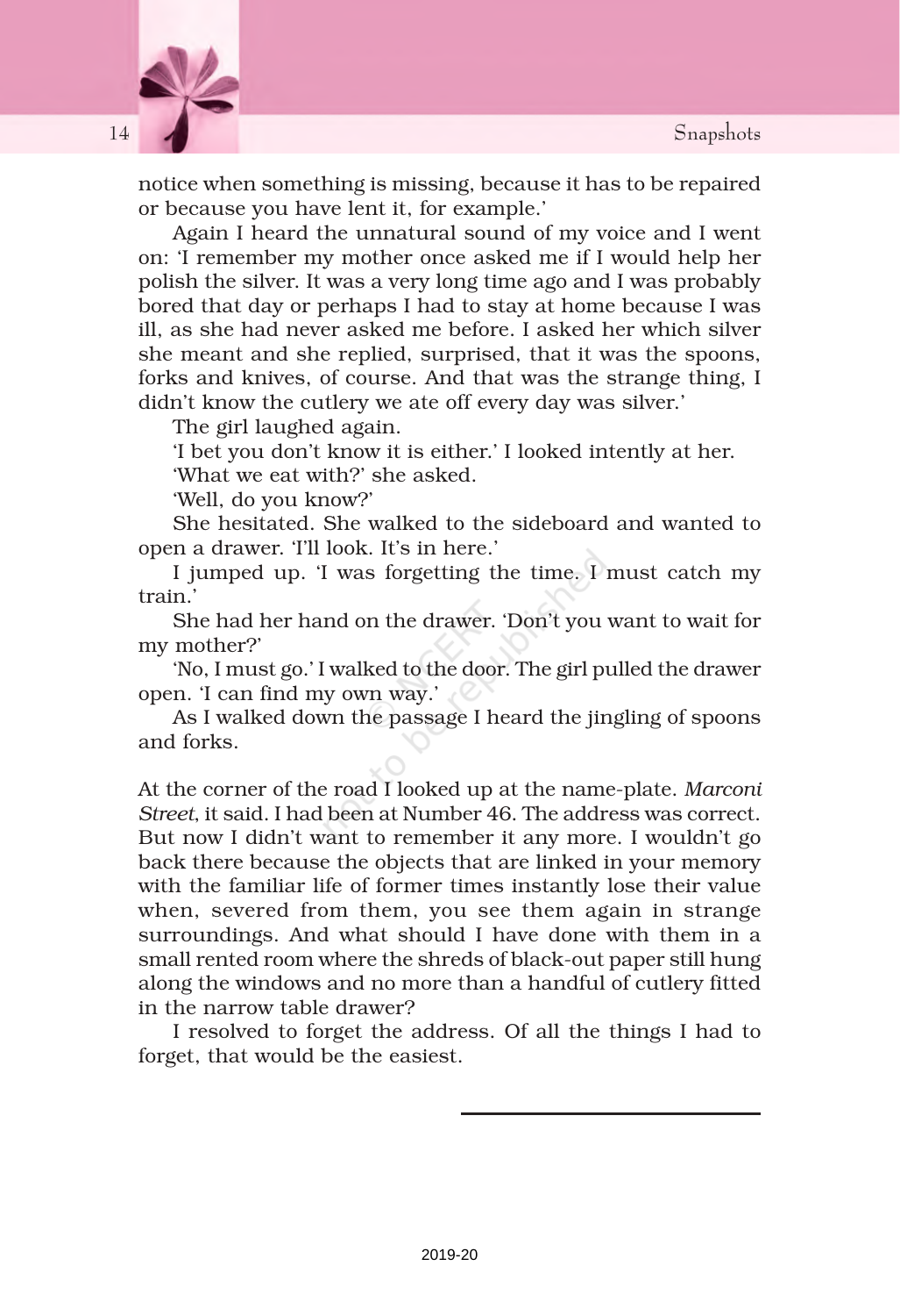notice when something is missing, because it has to be repaired or because you have lent it, for example.'

Again I heard the unnatural sound of my voice and I went on: 'I remember my mother once asked me if I would help her polish the silver. It was a very long time ago and I was probably bored that day or perhaps I had to stay at home because I was ill, as she had never asked me before. I asked her which silver she meant and she replied, surprised, that it was the spoons, forks and knives, of course. And that was the strange thing, I didn't know the cutlery we ate off every day was silver.'

The girl laughed again.

'I bet you don't know it is either.' I looked intently at her.

'What we eat with?' she asked.

'Well, do you know?'

She hesitated. She walked to the sideboard and wanted to open a drawer. 'I'll look. It's in here.'

I jumped up. 'I was forgetting the time. I must catch my train.'

She had her hand on the drawer. 'Don't you want to wait for my mother?'

'No, I must go.' I walked to the door. The girl pulled the drawer open. 'I can find my own way.'

As I walked down the passage I heard the jingling of spoons and forks.

At the corner of the road I looked up at the name-plate. *Marconi Street*, it said. I had been at Number 46. The address was correct. But now I didn't want to remember it any more. I wouldn't go back there because the objects that are linked in your memory with the familiar life of former times instantly lose their value when, severed from them, you see them again in strange surroundings. And what should I have done with them in a small rented room where the shreds of black-out paper still hung along the windows and no more than a handful of cutlery fitted in the narrow table drawer?

I resolved to forget the address. Of all the things I had to forget, that would be the easiest.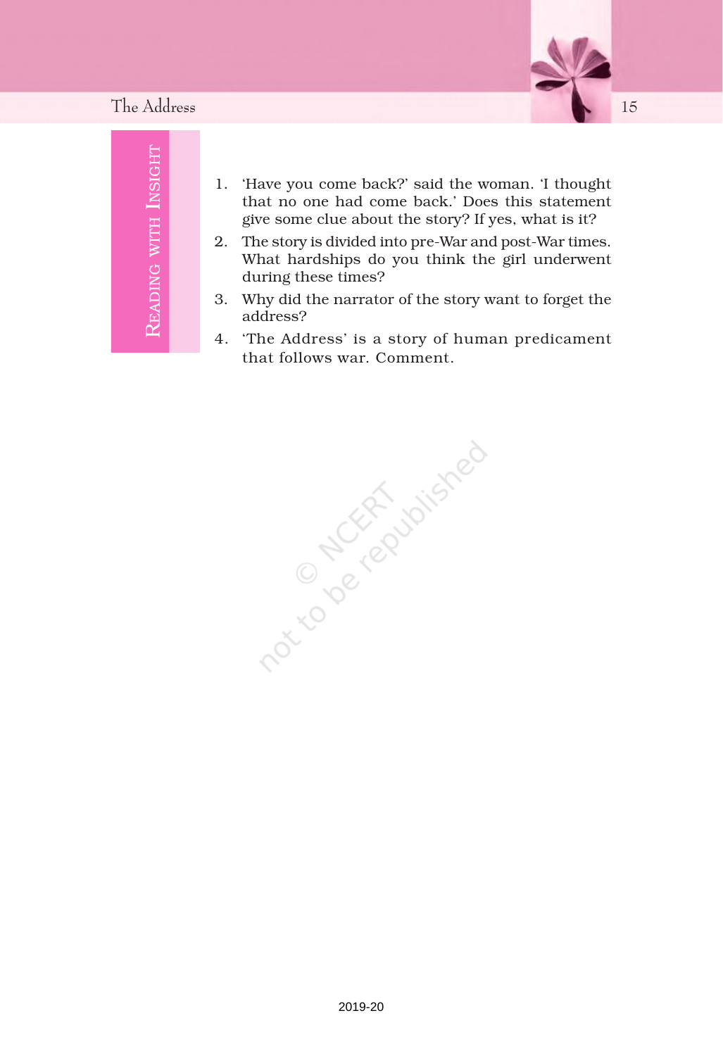## Reading with Insight

1. 'Have you come back?' said the woman. 'I thought that no one had come back.' Does this statement give some clue about the story? If yes, what is it?
2. The story is divided into pre-War and post-War times. What hardships do you think the girl underwent during these times?
3. Why did the narrator of the story want to forget the address?
4. 'The Address' is a story of human predicament that follows war. Comment.